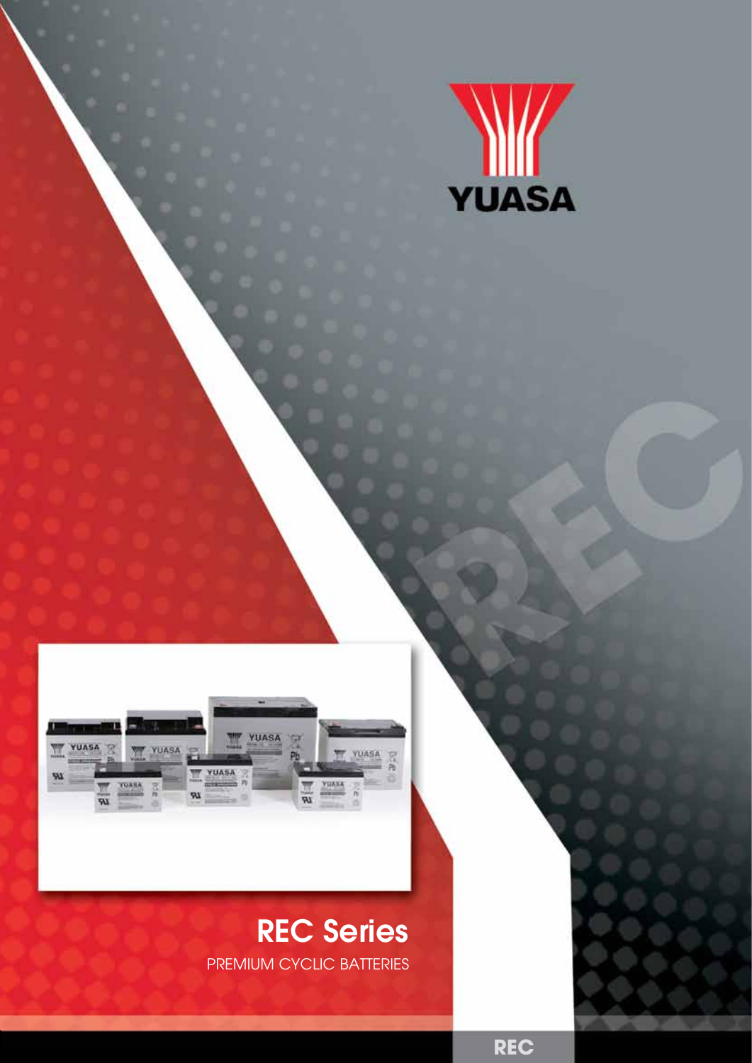YUASA

# REC Series

PREMIUM CYCLIC BATTERIES

REC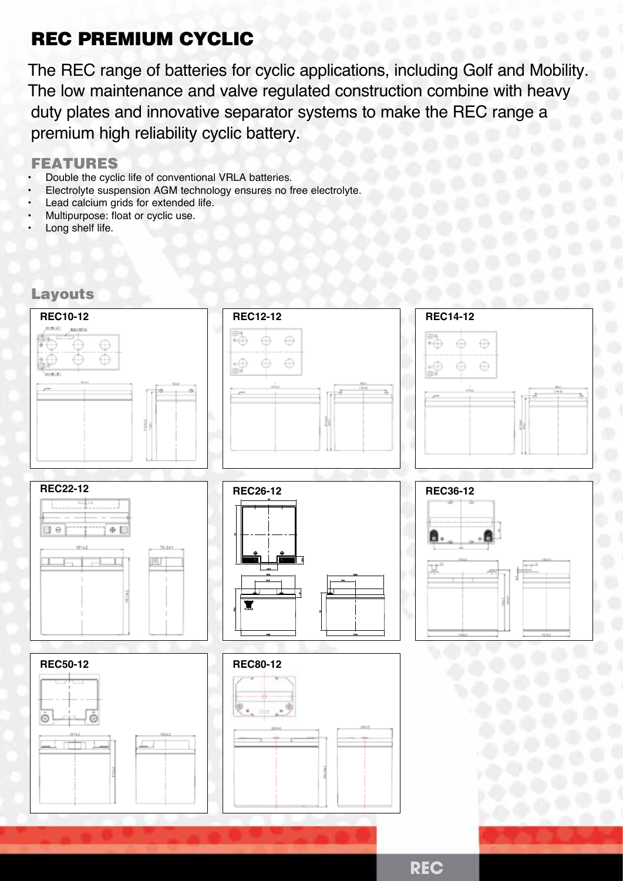## REC PREMIUM CYCLIC

The REC range of batteries for cyclic applications, including Golf and Mobility. The low maintenance and valve regulated construction combine with heavy duty plates and innovative separator systems to make the REC range a premium high reliability cyclic battery.

### FEATURES

- Double the cyclic life of conventional VRLA batteries.
- Electrolyte suspension AGM technology ensures no free electrolyte.
- Lead calcium grids for extended life.
- Multipurpose: float or cyclic use.
- Long shelf life.

### Layouts

**REC10-12**

**REC12-12**

**REC14-12**

**REC22-12**

**REC26-12**

**REC36-12**

**REC50-12**

**REC80-12**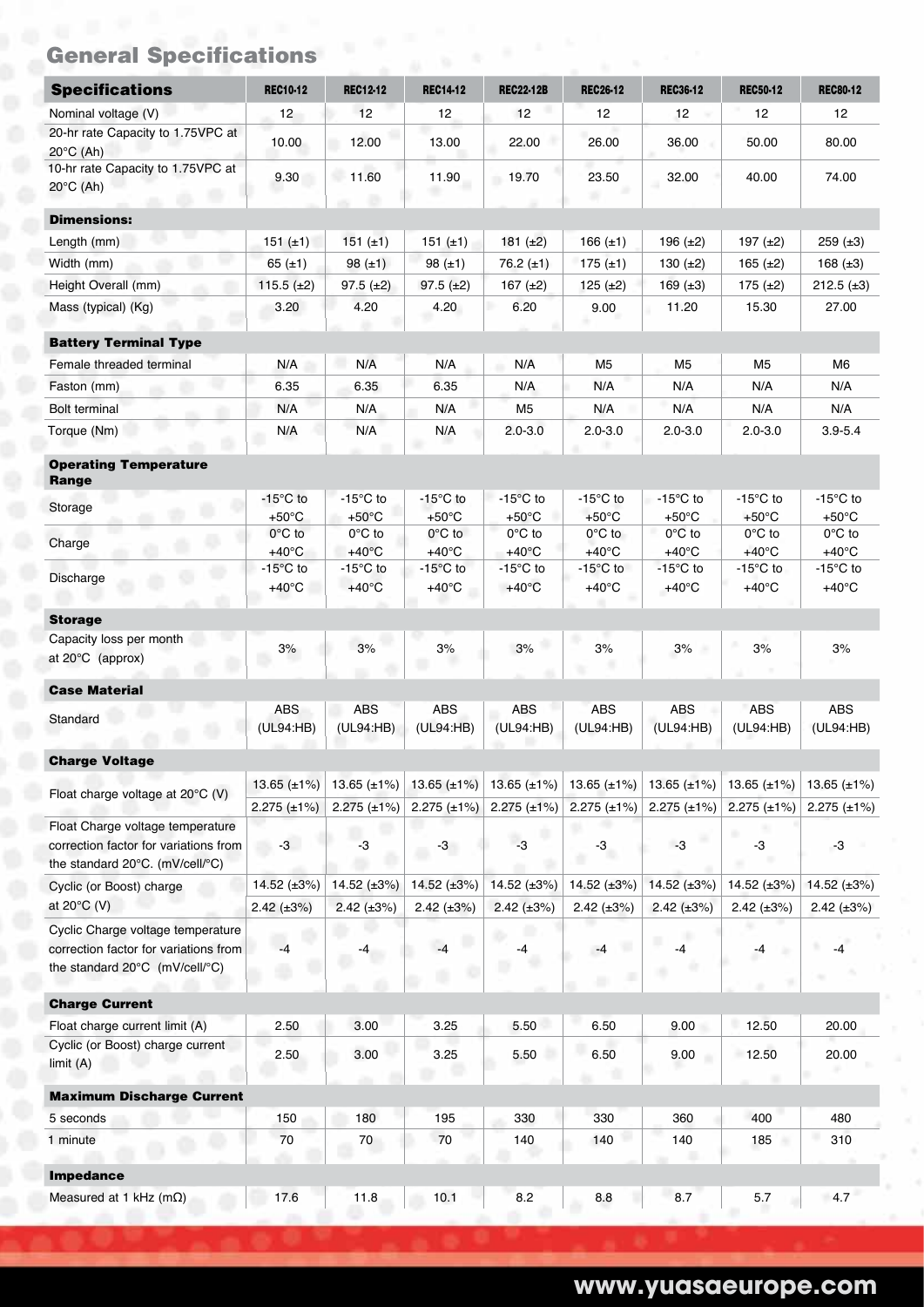## General Specifications

| Specifications | REC10-12 | REC12-12 | REC14-12 | REC22-12B | REC26-12 | REC36-12 | REC50-12 | REC80-12 |
|---|---|---|---|---|---|---|---|---|
| Nominal voltage (V) | 12 | 12 | 12 | 12 | 12 | 12 | 12 | 12 |
| 20-hr rate Capacity to 1.75VPC at 20°C (Ah) | 10.00 | 12.00 | 13.00 | 22.00 | 26.00 | 36.00 | 50.00 | 80.00 |
| 10-hr rate Capacity to 1.75VPC at 20°C (Ah) | 9.30 | 11.60 | 11.90 | 19.70 | 23.50 | 32.00 | 40.00 | 74.00 |
| **Dimensions:** | | | | | | | | |
| Length (mm) | 151 (±1) | 151 (±1) | 151 (±1) | 181 (±2) | 166 (±1) | 196 (±2) | 197 (±2) | 259 (±3) |
| Width (mm) | 65 (±1) | 98 (±1) | 98 (±1) | 76.2 (±1) | 175 (±1) | 130 (±2) | 165 (±2) | 168 (±3) |
| Height Overall (mm) | 115.5 (±2) | 97.5 (±2) | 97.5 (±2) | 167 (±2) | 125 (±2) | 169 (±3) | 175 (±2) | 212.5 (±3) |
| Mass (typical) (Kg) | 3.20 | 4.20 | 4.20 | 6.20 | 9.00 | 11.20 | 15.30 | 27.00 |
| **Battery Terminal Type** | | | | | | | | |
| Female threaded terminal | N/A | N/A | N/A | N/A | M5 | M5 | M5 | M6 |
| Faston (mm) | 6.35 | 6.35 | 6.35 | N/A | N/A | N/A | N/A | N/A |
| Bolt terminal | N/A | N/A | N/A | M5 | N/A | N/A | N/A | N/A |
| Torque (Nm) | N/A | N/A | N/A | 2.0-3.0 | 2.0-3.0 | 2.0-3.0 | 2.0-3.0 | 3.9-5.4 |
| **Operating Temperature Range** | | | | | | | | |
| Storage | -15°C to +50°C | -15°C to +50°C | -15°C to +50°C | -15°C to +50°C | -15°C to +50°C | -15°C to +50°C | -15°C to +50°C | -15°C to +50°C |
| Charge | 0°C to +40°C | 0°C to +40°C | 0°C to +40°C | 0°C to +40°C | 0°C to +40°C | 0°C to +40°C | 0°C to +40°C | 0°C to +40°C |
| Discharge | -15°C to +40°C | -15°C to +40°C | -15°C to +40°C | -15°C to +40°C | -15°C to +40°C | -15°C to +40°C | -15°C to +40°C | -15°C to +40°C |
| **Storage** | | | | | | | | |
| Capacity loss per month at 20°C (approx) | 3% | 3% | 3% | 3% | 3% | 3% | 3% | 3% |
| **Case Material** | | | | | | | | |
| Standard | ABS (UL94:HB) | ABS (UL94:HB) | ABS (UL94:HB) | ABS (UL94:HB) | ABS (UL94:HB) | ABS (UL94:HB) | ABS (UL94:HB) | ABS (UL94:HB) |
| **Charge Voltage** | | | | | | | | |
| Float charge voltage at 20°C (V) | 13.65 (±1%) | 13.65 (±1%) | 13.65 (±1%) | 13.65 (±1%) | 13.65 (±1%) | 13.65 (±1%) | 13.65 (±1%) | 13.65 (±1%) |
| | 2.275 (±1%) | 2.275 (±1%) | 2.275 (±1%) | 2.275 (±1%) | 2.275 (±1%) | 2.275 (±1%) | 2.275 (±1%) | 2.275 (±1%) |
| Float Charge voltage temperature correction factor for variations from the standard 20°C. (mV/cell/°C) | -3 | -3 | -3 | -3 | -3 | -3 | -3 | -3 |
| Cyclic (or Boost) charge at 20°C (V) | 14.52 (±3%) | 14.52 (±3%) | 14.52 (±3%) | 14.52 (±3%) | 14.52 (±3%) | 14.52 (±3%) | 14.52 (±3%) | 14.52 (±3%) |
| | 2.42 (±3%) | 2.42 (±3%) | 2.42 (±3%) | 2.42 (±3%) | 2.42 (±3%) | 2.42 (±3%) | 2.42 (±3%) | 2.42 (±3%) |
| Cyclic Charge voltage temperature correction factor for variations from the standard 20°C (mV/cell/°C) | -4 | -4 | -4 | -4 | -4 | -4 | -4 | -4 |
| **Charge Current** | | | | | | | | |
| Float charge current limit (A) | 2.50 | 3.00 | 3.25 | 5.50 | 6.50 | 9.00 | 12.50 | 20.00 |
| Cyclic (or Boost) charge current limit (A) | 2.50 | 3.00 | 3.25 | 5.50 | 6.50 | 9.00 | 12.50 | 20.00 |
| **Maximum Discharge Current** | | | | | | | | |
| 5 seconds | 150 | 180 | 195 | 330 | 330 | 360 | 400 | 480 |
| 1 minute | 70 | 70 | 70 | 140 | 140 | 140 | 185 | 310 |
| **Impedance** | | | | | | | | |
| Measured at 1 kHz (mΩ) | 17.6 | 11.8 | 10.1 | 8.2 | 8.8 | 8.7 | 5.7 | 4.7 |

www.yuasaeurope.com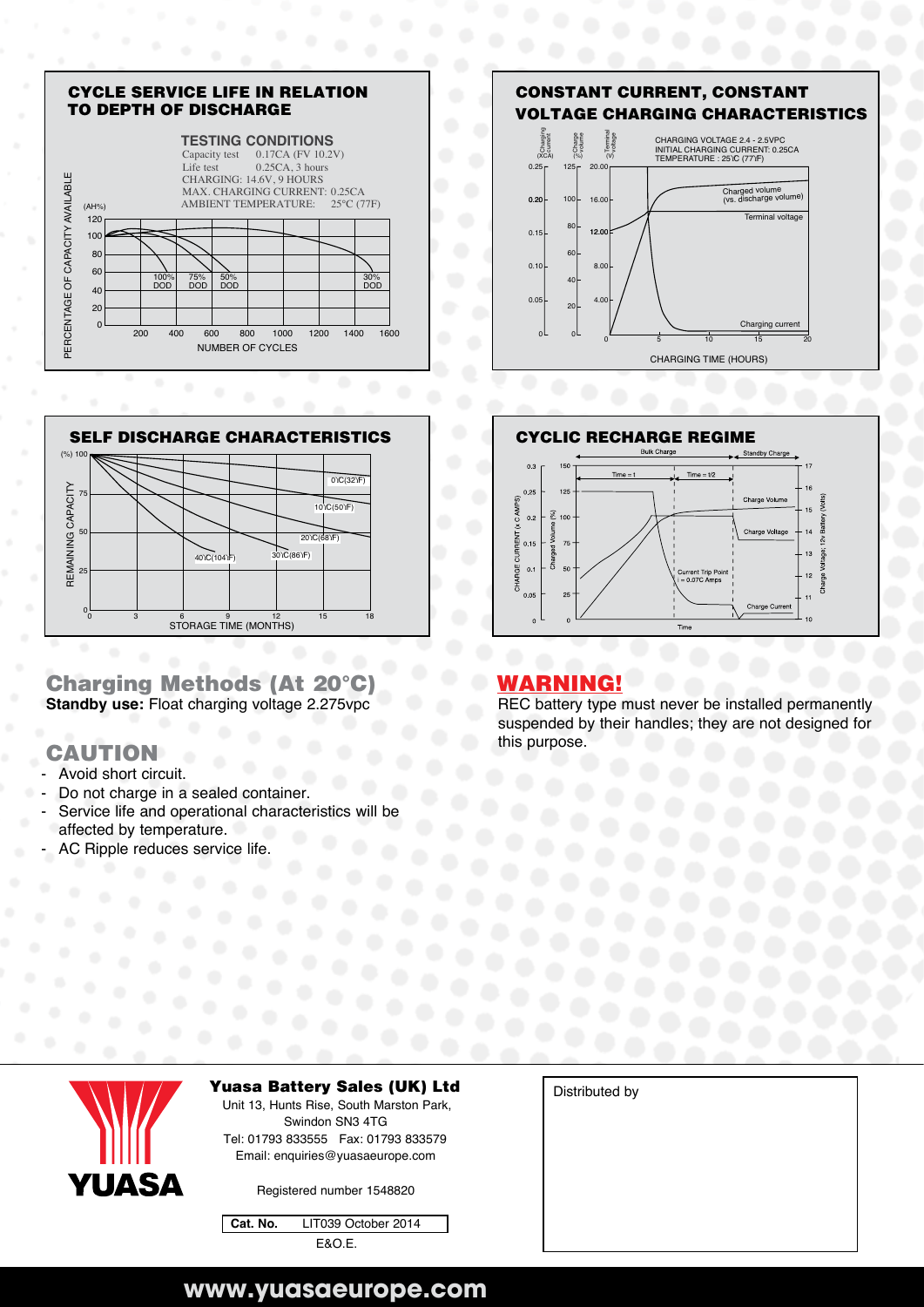## CYCLE SERVICE LIFE IN RELATION TO DEPTH OF DISCHARGE

TESTING CONDITIONS
Capacity test 0.17CA (FV 10.2V)
Life test 0.25CA, 3 hours
CHARGING: 14.6V, 9 HOURS
MAX. CHARGING CURRENT: 0.25CA
AMBIENT TEMPERATURE: 25°C (77F)

PERCENTAGE OF CAPACITY AVAILABLE (AH%)
120
100
80
60
40
20
0
100% DOD
75% DOD
50% DOD
30% DOD
200 400 600 800 1000 1200 1400 1600
NUMBER OF CYCLES

## CONSTANT CURRENT, CONSTANT VOLTAGE CHARGING CHARACTERISTICS

Charging current (XCA)
Charge volume (%)
Terminal voltage (V)
CHARGING VOLTAGE 2.4 - 2.5VPC
INITIAL CHARGING CURRENT: 0.25CA
TEMPERATURE : 25°C (77°F)
0.25 125 20.00
0.20 100 16.00
0.15 80 12.00
60
0.10 40 8.00
0.05 20 4.00
0 0
Charged volume (vs. discharge volume)
Terminal voltage
Charging current
0 5 10 15 20
CHARGING TIME (HOURS)

## SELF DISCHARGE CHARACTERISTICS

REMAINING CAPACITY (%)
100
75
50
25
0
0°C(32°F)
10°C(50°F)
20°C(68°F)
30°C(86°F)
40°C(104°F)
0 3 6 9 12 15 18
STORAGE TIME (MONTHS)

## CYCLIC RECHARGE REGIME

Bulk Charge
Standby Charge
Time = t
Time = t/2
CHARGE CURRENT (x C AMPS)
Charged Volume (%)
Charge Voltage, 12v Battery (Volts)
0.3 150 17
0.25 125 16
0.2 100 15
0.15 75 14
0.1 50 13
0.05 25 12
0 0 11
10
Charge Volume
Charge Voltage
Current Trip Point i = 0.07C Amps
Charge Current
Time

## Charging Methods (At 20°C)

**Standby use:** Float charging voltage 2.275vpc

## CAUTION

- Avoid short circuit.
- Do not charge in a sealed container.
- Service life and operational characteristics will be affected by temperature.
- AC Ripple reduces service life.

## WARNING!

REC battery type must never be installed permanently suspended by their handles; they are not designed for this purpose.

YUASA

**Yuasa Battery Sales (UK) Ltd**
Unit 13, Hunts Rise, South Marston Park,
Swindon SN3 4TG
Tel: 01793 833555 Fax: 01793 833579
Email: enquiries@yuasaeurope.com

Registered number 1548820

| **Cat. No.** | LIT039 October 2014 |
|---|---|

E&O.E.

Distributed by

**www.yuasaeurope.com**